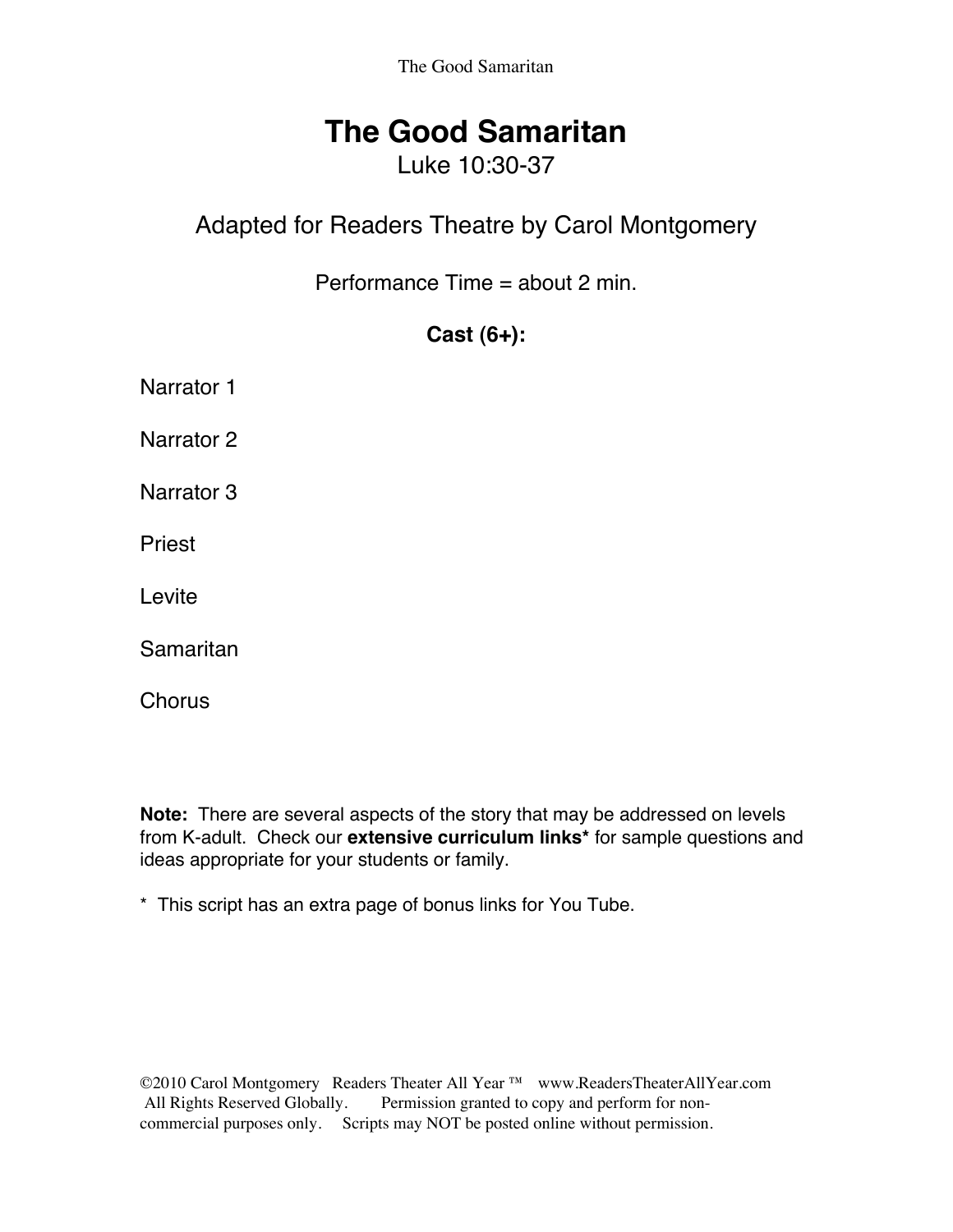# The Good Samaritan

Luke 10:30-37

Adapted for Readers Theatre by Carol Montgomery

Performance Time = about 2 min.

**Cast (6+):**

Narrator 1

Narrator 2

Narrator 3

Priest

Levite

Samaritan

Chorus

**Note:** There are several aspects of the story that may be addressed on levels from K-adult. Check our **extensive curriculum links*** for sample questions and ideas appropriate for your students or family.

* This script has an extra page of bonus links for You Tube.

©2010 Carol Montgomery Readers Theater All Year ™ www.ReadersTheaterAllYear.com All Rights Reserved Globally. Permission granted to copy and perform for non-commercial purposes only. Scripts may NOT be posted online without permission.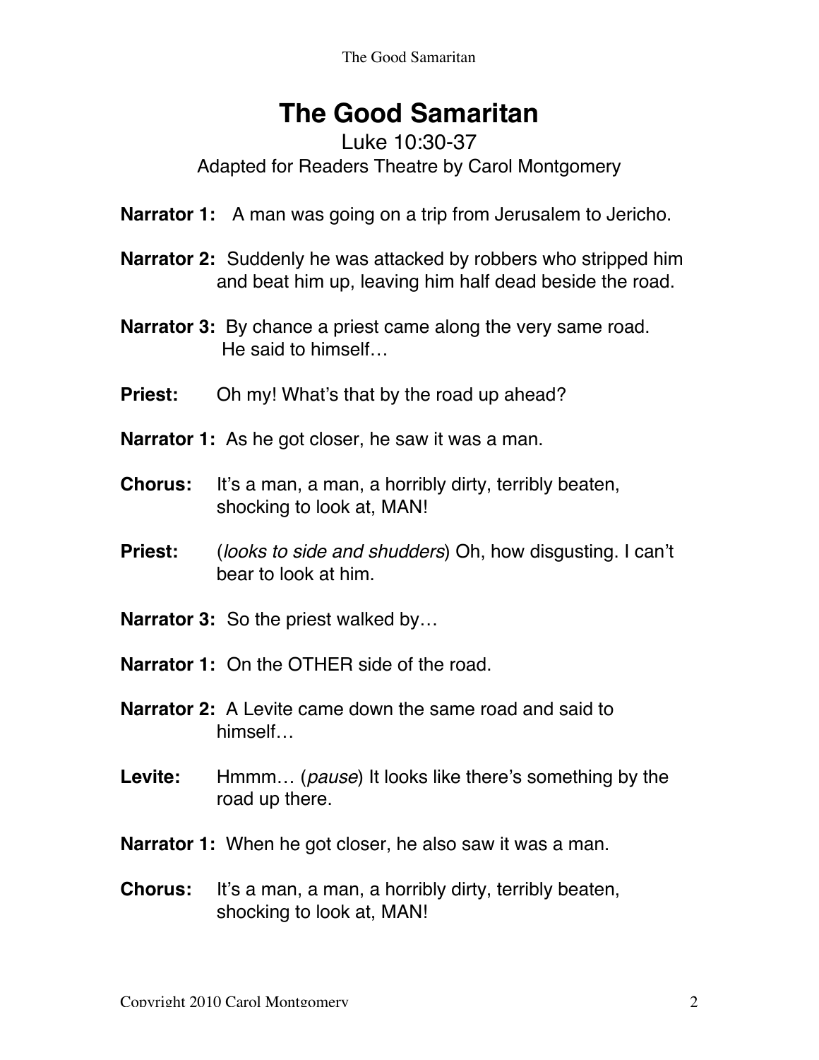# The Good Samaritan

Luke 10:30-37

Adapted for Readers Theatre by Carol Montgomery

**Narrator 1:** A man was going on a trip from Jerusalem to Jericho.

**Narrator 2:** Suddenly he was attacked by robbers who stripped him and beat him up, leaving him half dead beside the road.

**Narrator 3:** By chance a priest came along the very same road. He said to himself…

**Priest:** Oh my! What's that by the road up ahead?

**Narrator 1:** As he got closer, he saw it was a man.

**Chorus:** It's a man, a man, a horribly dirty, terribly beaten, shocking to look at, MAN!

**Priest:** (*looks to side and shudders*) Oh, how disgusting. I can't bear to look at him.

**Narrator 3:** So the priest walked by…

**Narrator 1:** On the OTHER side of the road.

**Narrator 2:** A Levite came down the same road and said to himself…

**Levite:** Hmmm… (*pause*) It looks like there's something by the road up there.

**Narrator 1:** When he got closer, he also saw it was a man.

**Chorus:** It's a man, a man, a horribly dirty, terribly beaten, shocking to look at, MAN!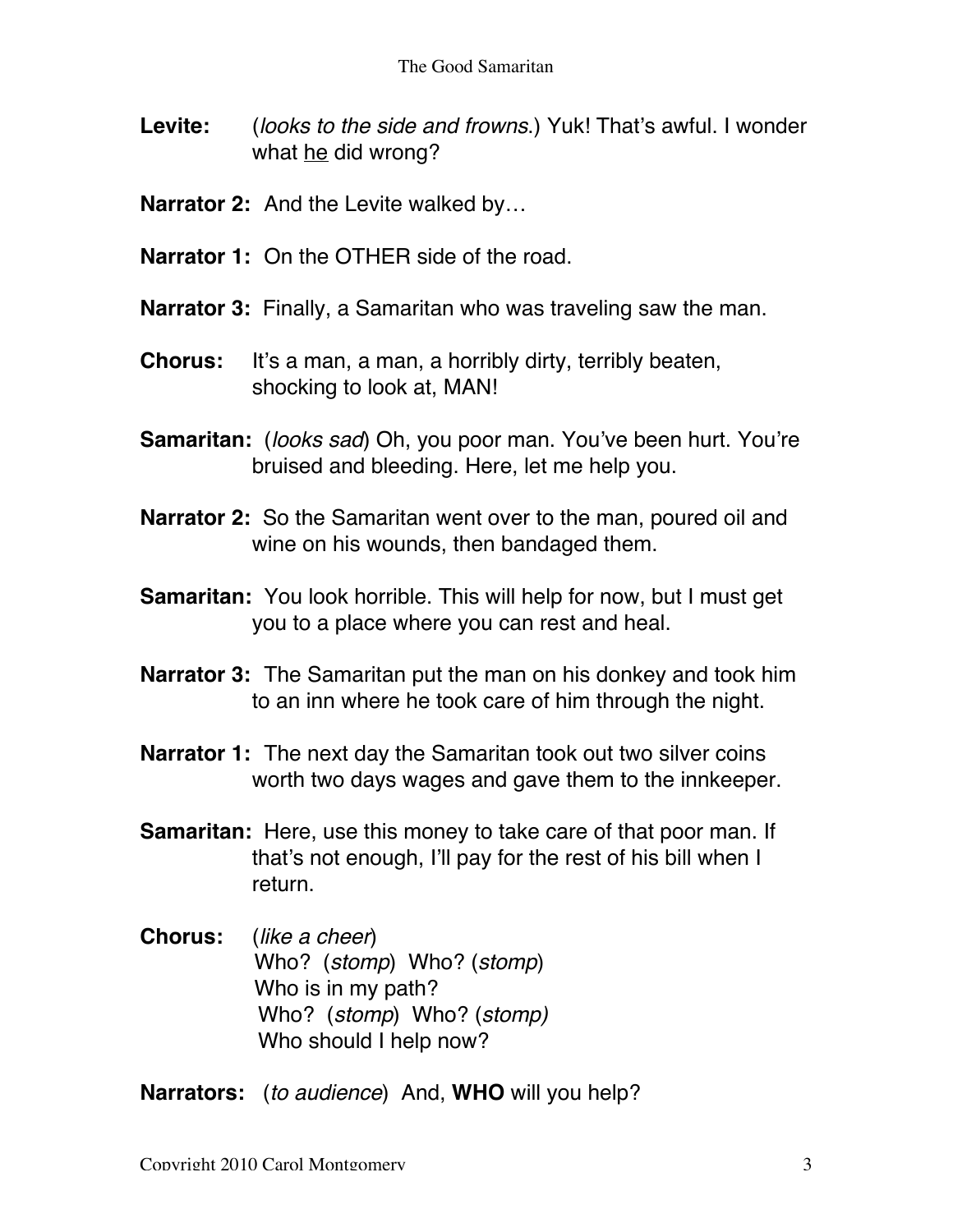**Levite:** (*looks to the side and frowns.*) Yuk! That's awful. I wonder what <u>he</u> did wrong?

**Narrator 2:** And the Levite walked by…

**Narrator 1:** On the OTHER side of the road.

**Narrator 3:** Finally, a Samaritan who was traveling saw the man.

**Chorus:** It's a man, a man, a horribly dirty, terribly beaten, shocking to look at, MAN!

**Samaritan:** (*looks sad*) Oh, you poor man. You've been hurt. You're bruised and bleeding. Here, let me help you.

**Narrator 2:** So the Samaritan went over to the man, poured oil and wine on his wounds, then bandaged them.

**Samaritan:** You look horrible. This will help for now, but I must get you to a place where you can rest and heal.

**Narrator 3:** The Samaritan put the man on his donkey and took him to an inn where he took care of him through the night.

**Narrator 1:** The next day the Samaritan took out two silver coins worth two days wages and gave them to the innkeeper.

**Samaritan:** Here, use this money to take care of that poor man. If that's not enough, I'll pay for the rest of his bill when I return.

**Chorus:** (*like a cheer*)
Who? (*stomp*) Who? (*stomp*)
Who is in my path?
Who? (*stomp*) Who? (*stomp*)
Who should I help now?

**Narrators:** (*to audience*) And, **WHO** will you help?

Copyright 2010 Carol Montgomery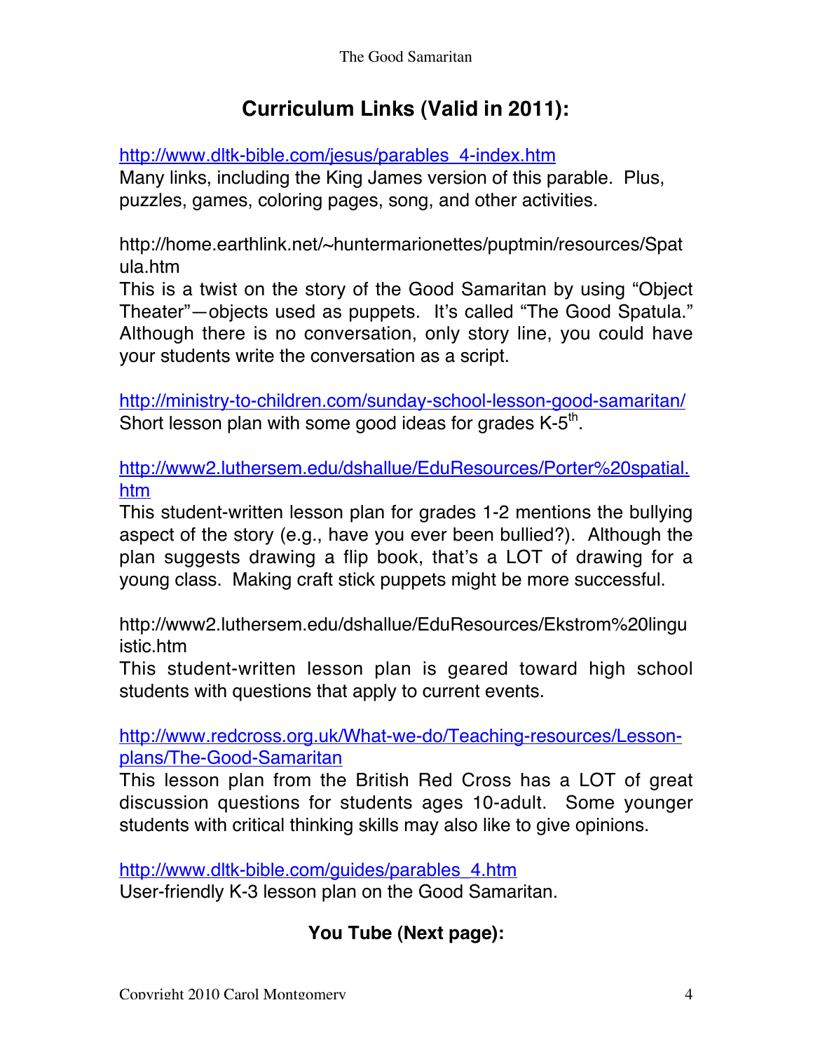## Curriculum Links (Valid in 2011):

http://www.dltk-bible.com/jesus/parables_4-index.htm
Many links, including the King James version of this parable. Plus, puzzles, games, coloring pages, song, and other activities.

http://home.earthlink.net/~huntermarionettes/puptmin/resources/Spatula.htm
This is a twist on the story of the Good Samaritan by using "Object Theater"—objects used as puppets. It's called "The Good Spatula." Although there is no conversation, only story line, you could have your students write the conversation as a script.

http://ministry-to-children.com/sunday-school-lesson-good-samaritan/
Short lesson plan with some good ideas for grades K-5th.

http://www2.luthersem.edu/dshallue/EduResources/Porter%20spatial.htm
This student-written lesson plan for grades 1-2 mentions the bullying aspect of the story (e.g., have you ever been bullied?). Although the plan suggests drawing a flip book, that's a LOT of drawing for a young class. Making craft stick puppets might be more successful.

http://www2.luthersem.edu/dshallue/EduResources/Ekstrom%20linguistic.htm
This student-written lesson plan is geared toward high school students with questions that apply to current events.

http://www.redcross.org.uk/What-we-do/Teaching-resources/Lesson-plans/The-Good-Samaritan
This lesson plan from the British Red Cross has a LOT of great discussion questions for students ages 10-adult. Some younger students with critical thinking skills may also like to give opinions.

http://www.dltk-bible.com/guides/parables_4.htm
User-friendly K-3 lesson plan on the Good Samaritan.

### You Tube (Next page):

Copyright 2010 Carol Montgomery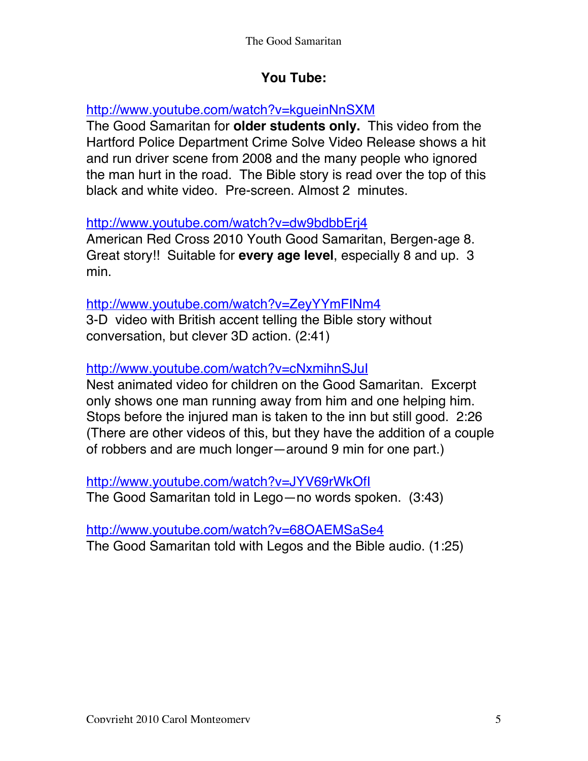## You Tube:

http://www.youtube.com/watch?v=kgueinNnSXM
The Good Samaritan for **older students only.** This video from the Hartford Police Department Crime Solve Video Release shows a hit and run driver scene from 2008 and the many people who ignored the man hurt in the road. The Bible story is read over the top of this black and white video. Pre-screen. Almost 2 minutes.

http://www.youtube.com/watch?v=dw9bdbbErj4
American Red Cross 2010 Youth Good Samaritan, Bergen-age 8. Great story!! Suitable for **every age level**, especially 8 and up. 3 min.

http://www.youtube.com/watch?v=ZeyYYmFINm4
3-D video with British accent telling the Bible story without conversation, but clever 3D action. (2:41)

http://www.youtube.com/watch?v=cNxmihnSJuI
Nest animated video for children on the Good Samaritan. Excerpt only shows one man running away from him and one helping him. Stops before the injured man is taken to the inn but still good. 2:26 (There are other videos of this, but they have the addition of a couple of robbers and are much longer—around 9 min for one part.)

http://www.youtube.com/watch?v=JYV69rWkOfI
The Good Samaritan told in Lego—no words spoken. (3:43)

http://www.youtube.com/watch?v=68OAEMSaSe4
The Good Samaritan told with Legos and the Bible audio. (1:25)

Copyright 2010 Carol Montgomery